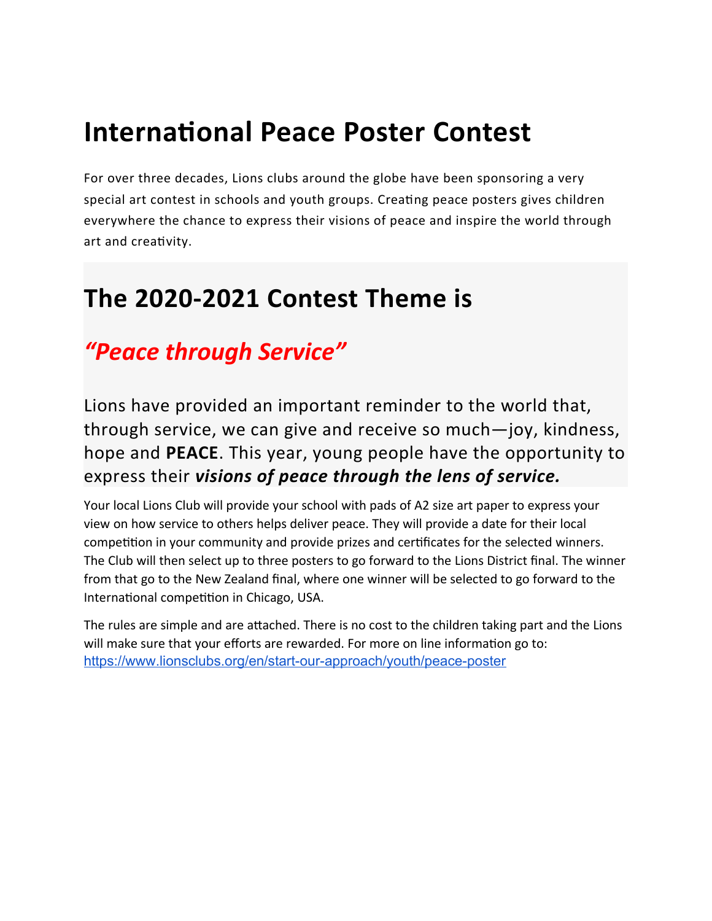# International Peace Poster Contest

For over three decades, Lions clubs around the globe have been sponsoring a very special art contest in schools and youth groups. Creating peace posters gives children everywhere the chance to express their visions of peace and inspire the world through art and creativity.

# The 2020-2021 Contest Theme is

## *"Peace through Service"*

Lions have provided an important reminder to the world that, through service, we can give and receive so much—joy, kindness, hope and **PEACE**. This year, young people have the opportunity to express their ***visions of peace through the lens of service.***

Your local Lions Club will provide your school with pads of A2 size art paper to express your view on how service to others helps deliver peace. They will provide a date for their local competition in your community and provide prizes and certificates for the selected winners. The Club will then select up to three posters to go forward to the Lions District final. The winner from that go to the New Zealand final, where one winner will be selected to go forward to the International competition in Chicago, USA.

The rules are simple and are attached. There is no cost to the children taking part and the Lions will make sure that your efforts are rewarded. For more on line information go to: https://www.lionsclubs.org/en/start-our-approach/youth/peace-poster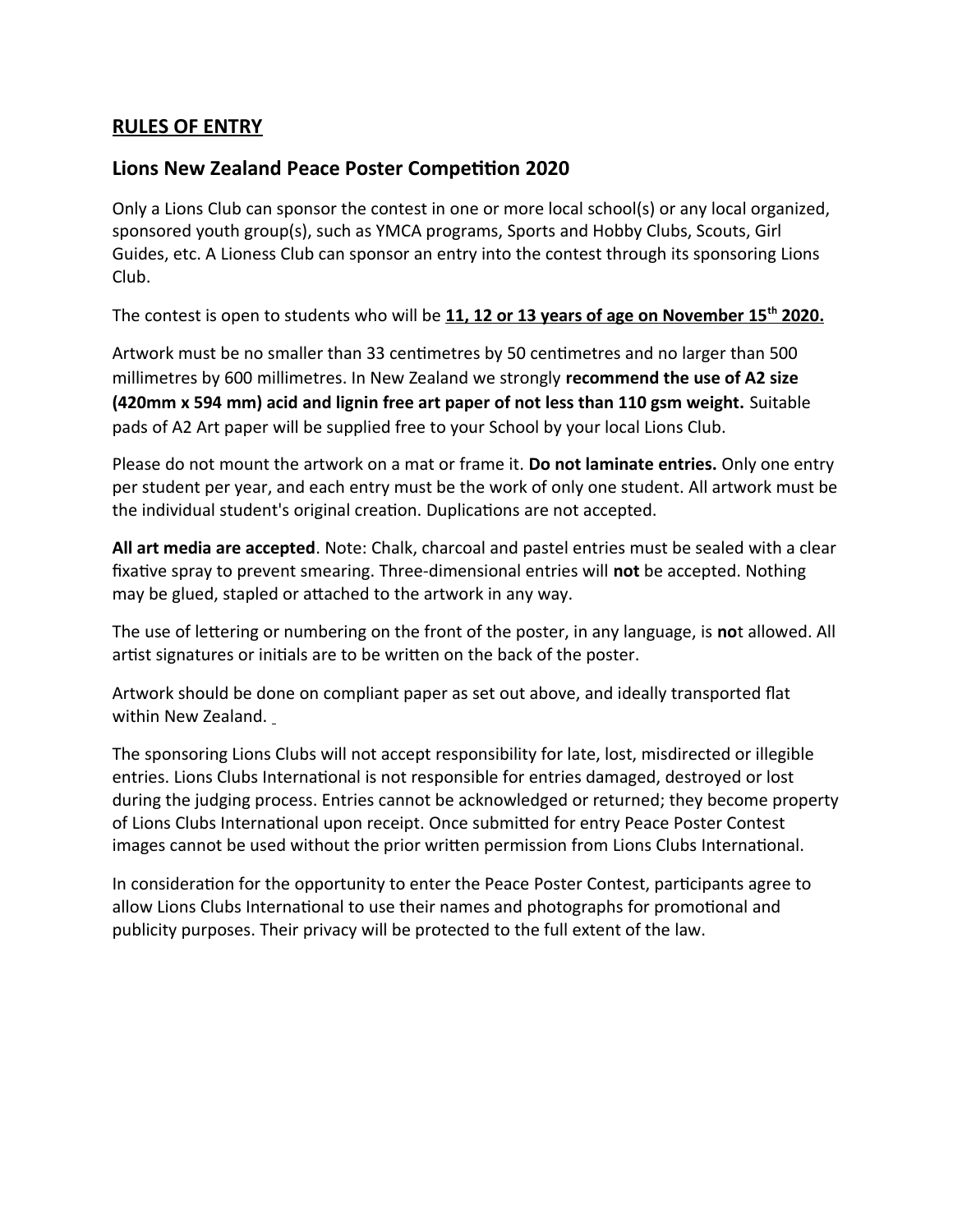## RULES OF ENTRY

### Lions New Zealand Peace Poster Competition 2020

Only a Lions Club can sponsor the contest in one or more local school(s) or any local organized, sponsored youth group(s), such as YMCA programs, Sports and Hobby Clubs, Scouts, Girl Guides, etc. A Lioness Club can sponsor an entry into the contest through its sponsoring Lions Club.

The contest is open to students who will be **11, 12 or 13 years of age on November 15th 2020.**

Artwork must be no smaller than 33 centimetres by 50 centimetres and no larger than 500 millimetres by 600 millimetres. In New Zealand we strongly **recommend the use of A2 size (420mm x 594 mm) acid and lignin free art paper of not less than 110 gsm weight.** Suitable pads of A2 Art paper will be supplied free to your School by your local Lions Club.

Please do not mount the artwork on a mat or frame it. **Do not laminate entries.** Only one entry per student per year, and each entry must be the work of only one student. All artwork must be the individual student's original creation. Duplications are not accepted.

**All art media are accepted**. Note: Chalk, charcoal and pastel entries must be sealed with a clear fixative spray to prevent smearing. Three-dimensional entries will **not** be accepted. Nothing may be glued, stapled or attached to the artwork in any way.

The use of lettering or numbering on the front of the poster, in any language, is **no**t allowed. All artist signatures or initials are to be written on the back of the poster.

Artwork should be done on compliant paper as set out above, and ideally transported flat within New Zealand.

The sponsoring Lions Clubs will not accept responsibility for late, lost, misdirected or illegible entries. Lions Clubs International is not responsible for entries damaged, destroyed or lost during the judging process. Entries cannot be acknowledged or returned; they become property of Lions Clubs International upon receipt. Once submitted for entry Peace Poster Contest images cannot be used without the prior written permission from Lions Clubs International.

In consideration for the opportunity to enter the Peace Poster Contest, participants agree to allow Lions Clubs International to use their names and photographs for promotional and publicity purposes. Their privacy will be protected to the full extent of the law.